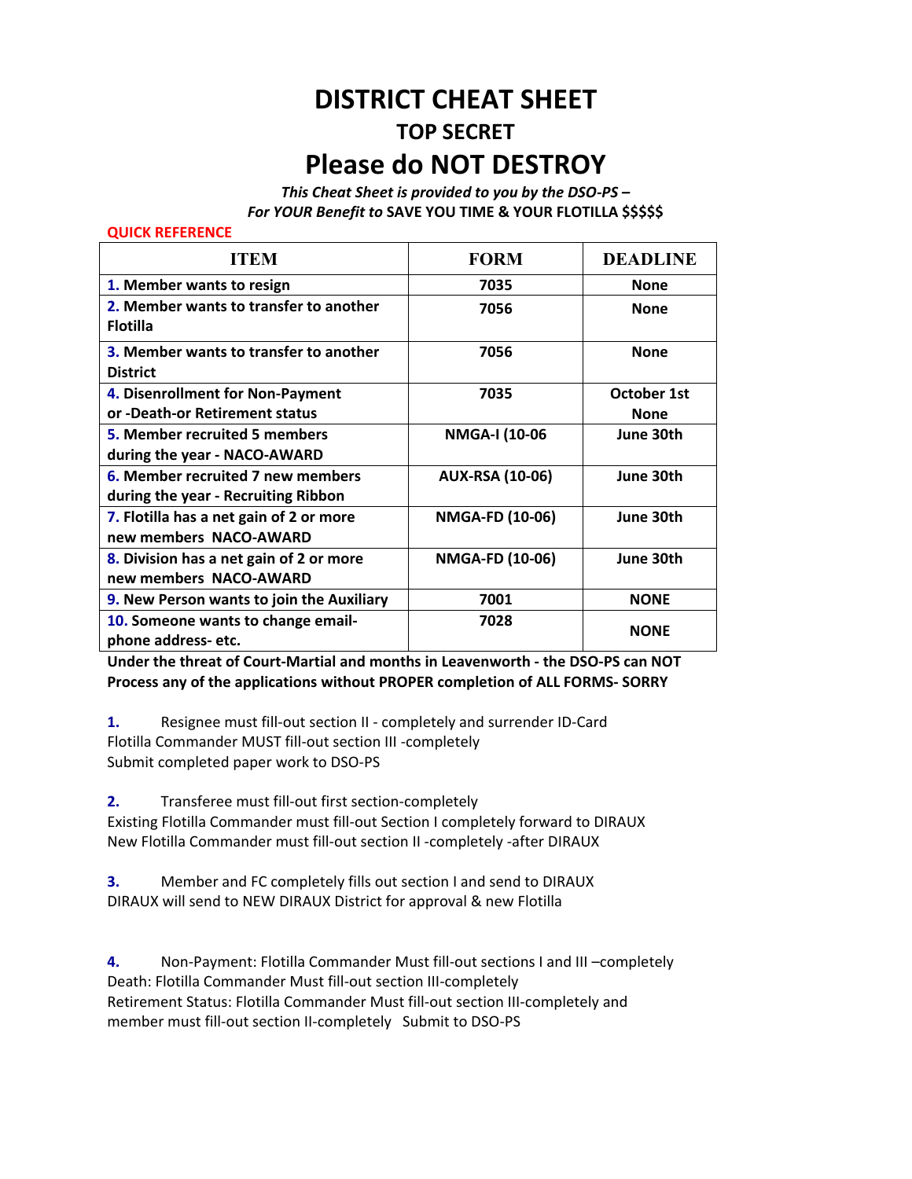# DISTRICT CHEAT SHEET

## TOP SECRET

# Please do NOT DESTROY

*This Cheat Sheet is provided to you by the DSO-PS –*
*For YOUR Benefit to* **SAVE YOU TIME & YOUR FLOTILLA $$$$$**

**QUICK REFERENCE**

| ITEM | FORM | DEADLINE |
|---|---|---|
| **1. Member wants to resign** | **7035** | **None** |
| **2. Member wants to transfer to another Flotilla** | **7056** | **None** |
| **3. Member wants to transfer to another District** | **7056** | **None** |
| **4. Disenrollment for Non-Payment or -Death-or Retirement status** | **7035** | **October 1st None** |
| **5. Member recruited 5 members during the year - NACO-AWARD** | **NMGA-I (10-06** | **June 30th** |
| **6. Member recruited 7 new members during the year - Recruiting Ribbon** | **AUX-RSA (10-06)** | **June 30th** |
| **7. Flotilla has a net gain of 2 or more new members NACO-AWARD** | **NMGA-FD (10-06)** | **June 30th** |
| **8. Division has a net gain of 2 or more new members NACO-AWARD** | **NMGA-FD (10-06)** | **June 30th** |
| **9. New Person wants to join the Auxiliary** | **7001** | **NONE** |
| **10. Someone wants to change email-phone address- etc.** | **7028** | **NONE** |

**Under the threat of Court-Martial and months in Leavenworth - the DSO-PS can NOT Process any of the applications without PROPER completion of ALL FORMS- SORRY**

**1.** Resignee must fill-out section II - completely and surrender ID-Card
Flotilla Commander MUST fill-out section III -completely
Submit completed paper work to DSO-PS

**2.** Transferee must fill-out first section-completely
Existing Flotilla Commander must fill-out Section I completely forward to DIRAUX
New Flotilla Commander must fill-out section II -completely -after DIRAUX

**3.** Member and FC completely fills out section I and send to DIRAUX
DIRAUX will send to NEW DIRAUX District for approval & new Flotilla

**4.** Non-Payment: Flotilla Commander Must fill-out sections I and III –completely
Death: Flotilla Commander Must fill-out section III-completely
Retirement Status: Flotilla Commander Must fill-out section III-completely and member must fill-out section II-completely Submit to DSO-PS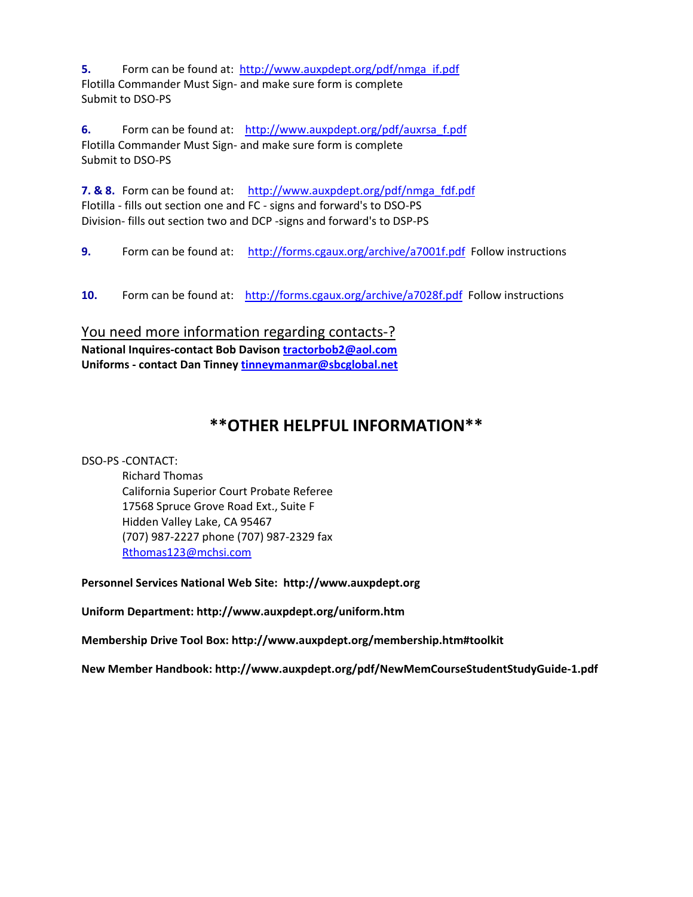**5.** Form can be found at: http://www.auxpdept.org/pdf/nmga_if.pdf
Flotilla Commander Must Sign- and make sure form is complete
Submit to DSO-PS

**6.** Form can be found at: http://www.auxpdept.org/pdf/auxrsa_f.pdf
Flotilla Commander Must Sign- and make sure form is complete
Submit to DSO-PS

**7. & 8.** Form can be found at: http://www.auxpdept.org/pdf/nmga_fdf.pdf
Flotilla - fills out section one and FC - signs and forward's to DSO-PS
Division- fills out section two and DCP -signs and forward's to DSP-PS

**9.** Form can be found at: http://forms.cgaux.org/archive/a7001f.pdf Follow instructions

**10.** Form can be found at: http://forms.cgaux.org/archive/a7028f.pdf Follow instructions

You need more information regarding contacts-?

**National Inquires-contact Bob Davison tractorbob2@aol.com**
**Uniforms - contact Dan Tinney tinneymanmar@sbcglobal.net**

## **OTHER HELPFUL INFORMATION**

DSO-PS -CONTACT:

Richard Thomas
California Superior Court Probate Referee
17568 Spruce Grove Road Ext., Suite F
Hidden Valley Lake, CA 95467
(707) 987-2227 phone (707) 987-2329 fax
Rthomas123@mchsi.com

**Personnel Services National Web Site: http://www.auxpdept.org**

**Uniform Department: http://www.auxpdept.org/uniform.htm**

**Membership Drive Tool Box: http://www.auxpdept.org/membership.htm#toolkit**

**New Member Handbook: http://www.auxpdept.org/pdf/NewMemCourseStudentStudyGuide-1.pdf**